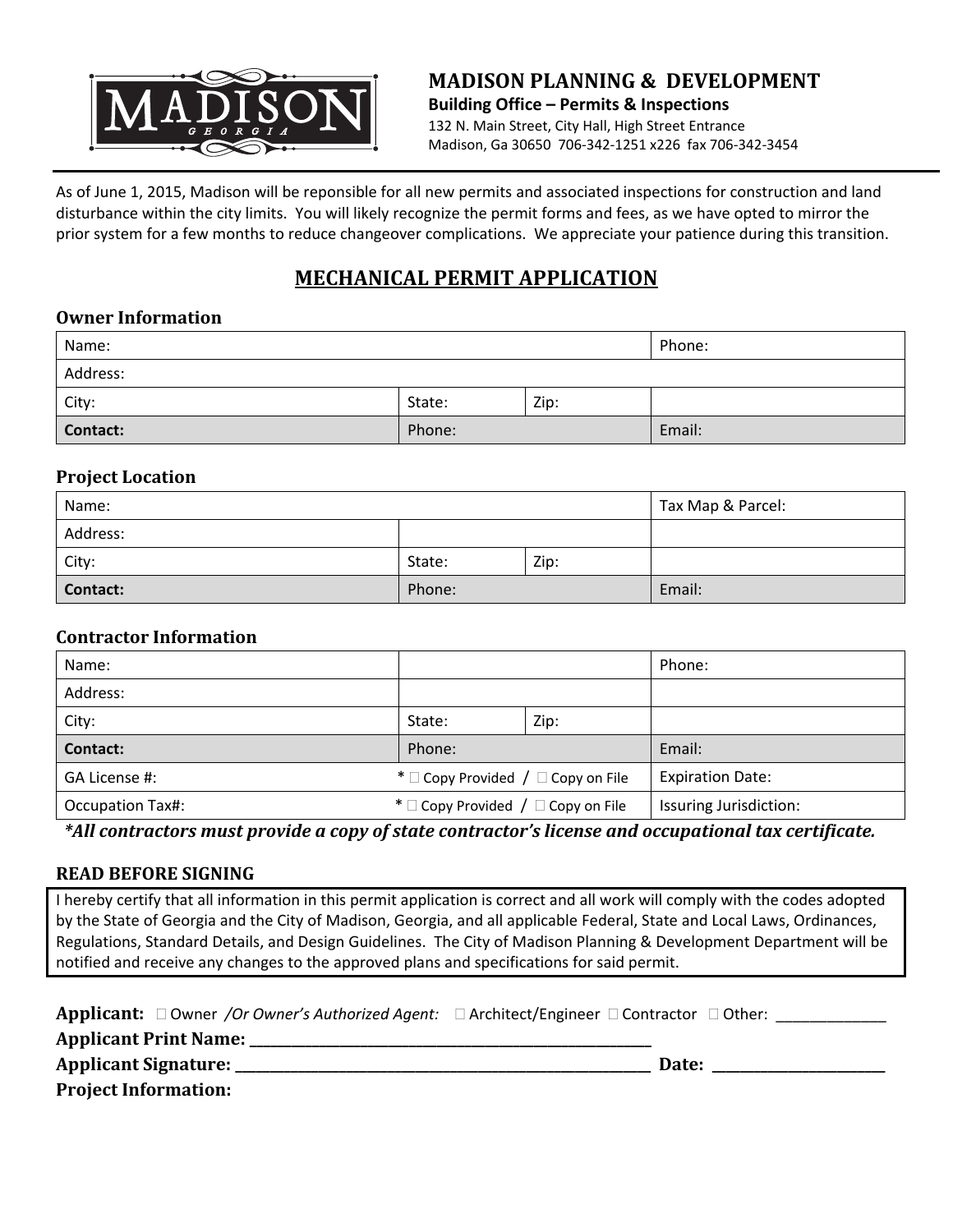# MADISON PLANNING & DEVELOPMENT

**Building Office – Permits & Inspections**

132 N. Main Street, City Hall, High Street Entrance
Madison, Ga 30650 706-342-1251 x226 fax 706-342-3454

As of June 1, 2015, Madison will be reponsible for all new permits and associated inspections for construction and land disturbance within the city limits. You will likely recognize the permit forms and fees, as we have opted to mirror the prior system for a few months to reduce changeover complications. We appreciate your patience during this transition.

## MECHANICAL PERMIT APPLICATION

### Owner Information

| Name: | | | Phone: |
|---|---|---|---|
| Address: | | | |
| City: | State: | Zip: | |
| **Contact:** | Phone: | | Email: |

### Project Location

| Name: | | | Tax Map & Parcel: |
|---|---|---|---|
| Address: | | | |
| City: | State: | Zip: | |
| **Contact:** | Phone: | | Email: |

### Contractor Information

| Name: | | | Phone: |
|---|---|---|---|
| Address: | | | |
| City: | State: | Zip: | |
| **Contact:** | Phone: | | Email: |
| GA License #: | * ☐ Copy Provided / ☐ Copy on File | | Expiration Date: |
| Occupation Tax#: | * ☐ Copy Provided / ☐ Copy on File | | Issuring Jurisdiction: |

***All contractors must provide a copy of state contractor's license and occupational tax certificate.***

### READ BEFORE SIGNING

I hereby certify that all information in this permit application is correct and all work will comply with the codes adopted by the State of Georgia and the City of Madison, Georgia, and all applicable Federal, State and Local Laws, Ordinances, Regulations, Standard Details, and Design Guidelines. The City of Madison Planning & Development Department will be notified and receive any changes to the approved plans and specifications for said permit.

**Applicant:** ☐ Owner */Or Owner's Authorized Agent:* ☐ Architect/Engineer ☐ Contractor ☐ Other: _____________

**Applicant Print Name:** ___________________________________________________

**Applicant Signature:** ______________________________________________________ **Date:** _____________________

**Project Information:**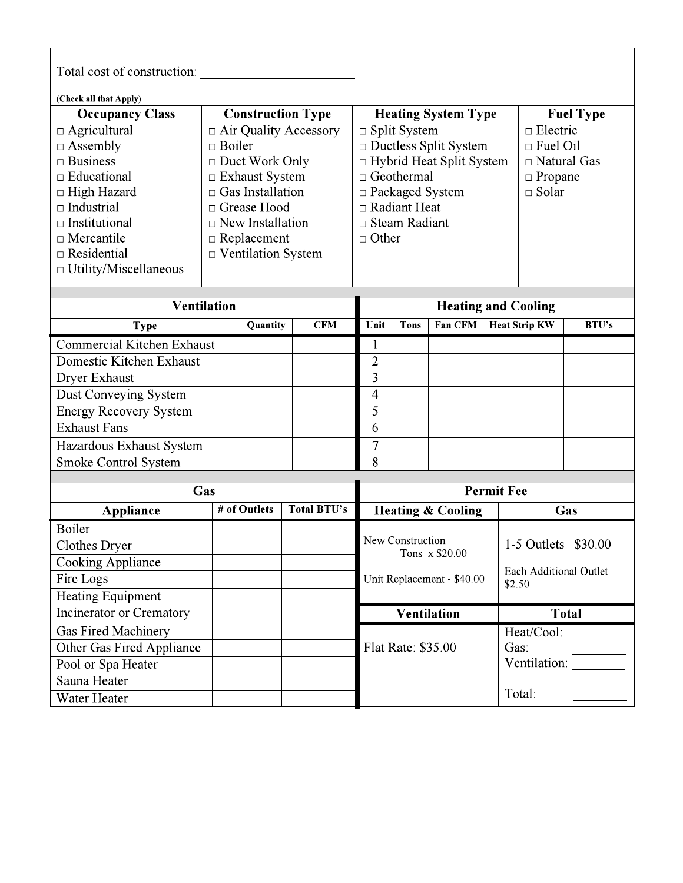Total cost of construction: ______________________

**(Check all that Apply)**

| Occupancy Class | Construction Type | Heating System Type | Fuel Type |
|---|---|---|---|
| □ Agricultural | □ Air Quality Accessory | □ Split System | □ Electric |
| □ Assembly | □ Boiler | □ Ductless Split System | □ Fuel Oil |
| □ Business | □ Duct Work Only | □ Hybrid Heat Split System | □ Natural Gas |
| □ Educational | □ Exhaust System | □ Geothermal | □ Propane |
| □ High Hazard | □ Gas Installation | □ Packaged System | □ Solar |
| □ Industrial | □ Grease Hood | □ Radiant Heat | |
| □ Institutional | □ New Installation | □ Steam Radiant | |
| □ Mercantile | □ Replacement | □ Other ___________ | |
| □ Residential | □ Ventilation System | | |
| □ Utility/Miscellaneous | | | |

| Ventilation | | |
|---|---|---|
| **Type** | **Quantity** | **CFM** |
| Commercial Kitchen Exhaust | | |
| Domestic Kitchen Exhaust | | |
| Dryer Exhaust | | |
| Dust Conveying System | | |
| Energy Recovery System | | |
| Exhaust Fans | | |
| Hazardous Exhaust System | | |
| Smoke Control System | | |

| Heating and Cooling | | | | |
|---|---|---|---|---|
| **Unit** | **Tons** | **Fan CFM** | **Heat Strip KW** | **BTU's** |
| 1 | | | | |
| 2 | | | | |
| 3 | | | | |
| 4 | | | | |
| 5 | | | | |
| 6 | | | | |
| 7 | | | | |
| 8 | | | | |

| Gas | | |
|---|---|---|
| **Appliance** | **# of Outlets** | **Total BTU's** |
| Boiler | | |
| Clothes Dryer | | |
| Cooking Appliance | | |
| Fire Logs | | |
| Heating Equipment | | |
| Incinerator or Crematory | | |
| Gas Fired Machinery | | |
| Other Gas Fired Appliance | | |
| Pool or Spa Heater | | |
| Sauna Heater | | |
| Water Heater | | |

**Permit Fee**

| Heating & Cooling | Gas |
|---|---|
| New Construction ______ Tons x $20.00<br><br>Unit Replacement - $40.00 | 1-5 Outlets $30.00<br><br>Each Additional Outlet $2.50 |
| **Ventilation** | **Total** |
| Flat Rate: $35.00 | Heat/Cool: ________<br>Gas: ________<br>Ventilation: ________<br><br>Total: ________ |